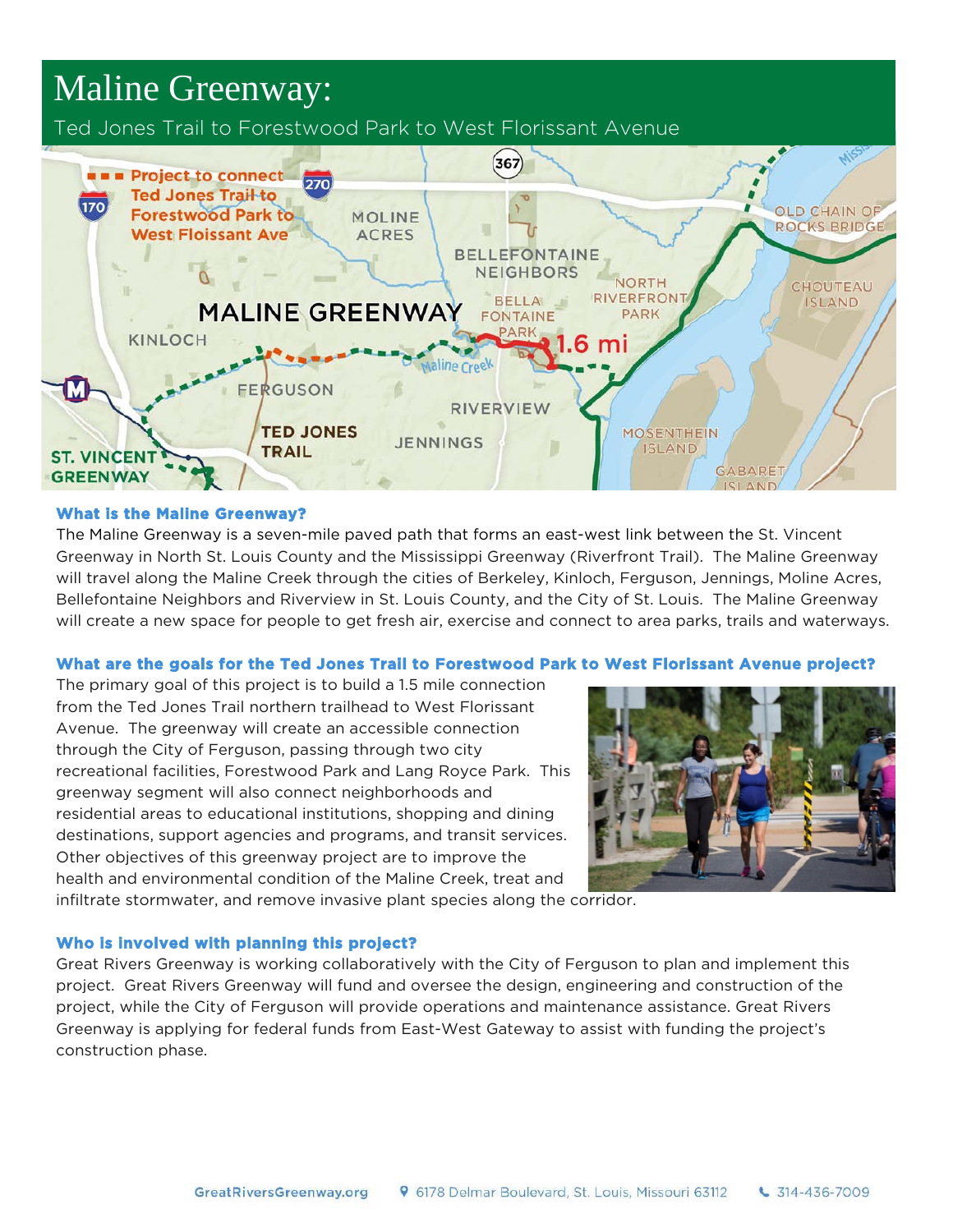# Maline Greenway:

Ted Jones Trail to Forestwood Park to West Florissant Avenue

### What is the Maline Greenway?

The Maline Greenway is a seven-mile paved path that forms an east-west link between the St. Vincent Greenway in North St. Louis County and the Mississippi Greenway (Riverfront Trail). The Maline Greenway will travel along the Maline Creek through the cities of Berkeley, Kinloch, Ferguson, Jennings, Moline Acres, Bellefontaine Neighbors and Riverview in St. Louis County, and the City of St. Louis. The Maline Greenway will create a new space for people to get fresh air, exercise and connect to area parks, trails and waterways.

### What are the goals for the Ted Jones Trail to Forestwood Park to West Florissant Avenue project?

The primary goal of this project is to build a 1.5 mile connection from the Ted Jones Trail northern trailhead to West Florissant Avenue. The greenway will create an accessible connection through the City of Ferguson, passing through two city recreational facilities, Forestwood Park and Lang Royce Park. This greenway segment will also connect neighborhoods and residential areas to educational institutions, shopping and dining destinations, support agencies and programs, and transit services. Other objectives of this greenway project are to improve the health and environmental condition of the Maline Creek, treat and infiltrate stormwater, and remove invasive plant species along the corridor.

### Who is involved with planning this project?

Great Rivers Greenway is working collaboratively with the City of Ferguson to plan and implement this project. Great Rivers Greenway will fund and oversee the design, engineering and construction of the project, while the City of Ferguson will provide operations and maintenance assistance. Great Rivers Greenway is applying for federal funds from East-West Gateway to assist with funding the project's construction phase.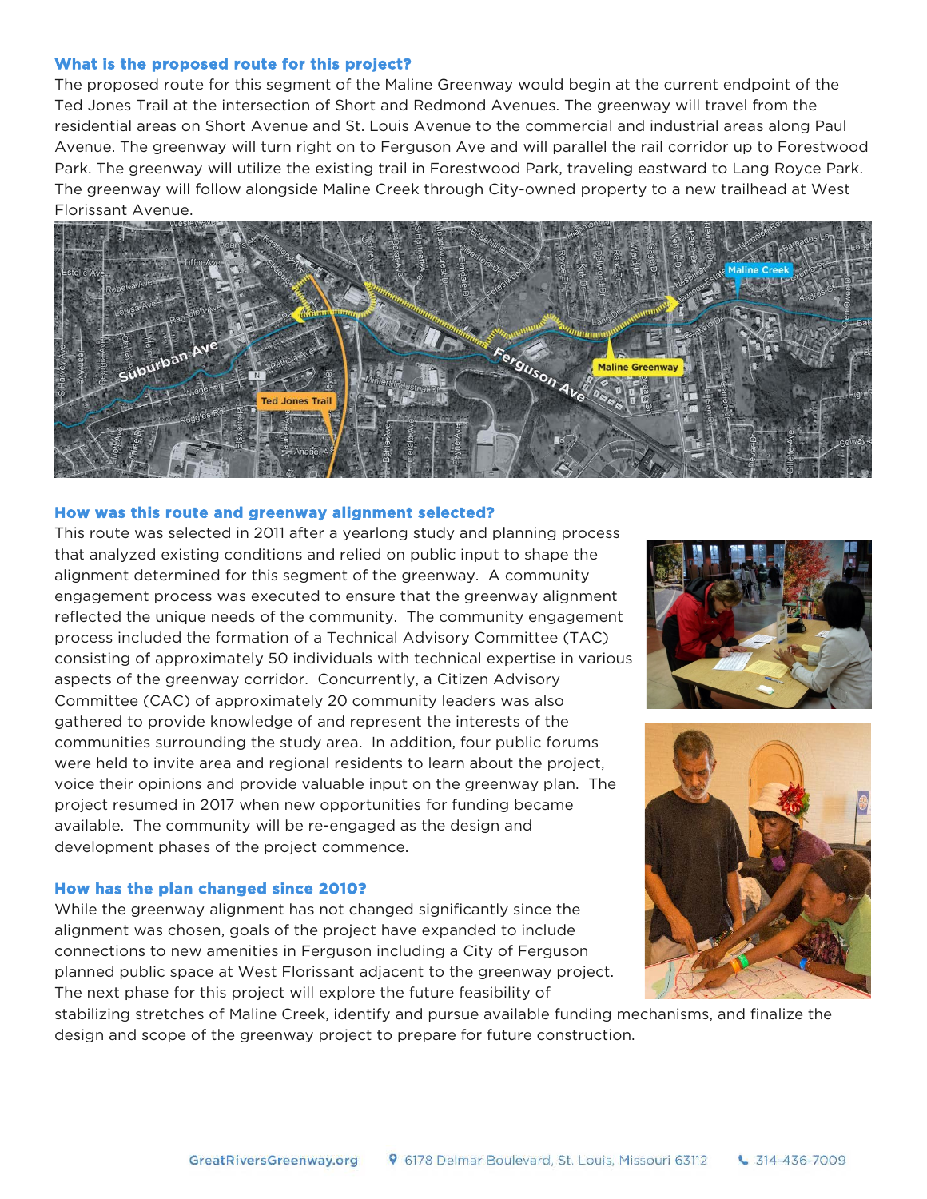### What is the proposed route for this project?

The proposed route for this segment of the Maline Greenway would begin at the current endpoint of the Ted Jones Trail at the intersection of Short and Redmond Avenues. The greenway will travel from the residential areas on Short Avenue and St. Louis Avenue to the commercial and industrial areas along Paul Avenue. The greenway will turn right on to Ferguson Ave and will parallel the rail corridor up to Forestwood Park. The greenway will utilize the existing trail in Forestwood Park, traveling eastward to Lang Royce Park. The greenway will follow alongside Maline Creek through City-owned property to a new trailhead at West Florissant Avenue.

### How was this route and greenway alignment selected?

This route was selected in 2011 after a yearlong study and planning process that analyzed existing conditions and relied on public input to shape the alignment determined for this segment of the greenway. A community engagement process was executed to ensure that the greenway alignment reflected the unique needs of the community. The community engagement process included the formation of a Technical Advisory Committee (TAC) consisting of approximately 50 individuals with technical expertise in various aspects of the greenway corridor. Concurrently, a Citizen Advisory Committee (CAC) of approximately 20 community leaders was also gathered to provide knowledge of and represent the interests of the communities surrounding the study area. In addition, four public forums were held to invite area and regional residents to learn about the project, voice their opinions and provide valuable input on the greenway plan. The project resumed in 2017 when new opportunities for funding became available. The community will be re-engaged as the design and development phases of the project commence.

### How has the plan changed since 2010?

While the greenway alignment has not changed significantly since the alignment was chosen, goals of the project have expanded to include connections to new amenities in Ferguson including a City of Ferguson planned public space at West Florissant adjacent to the greenway project. The next phase for this project will explore the future feasibility of stabilizing stretches of Maline Creek, identify and pursue available funding mechanisms, and finalize the design and scope of the greenway project to prepare for future construction.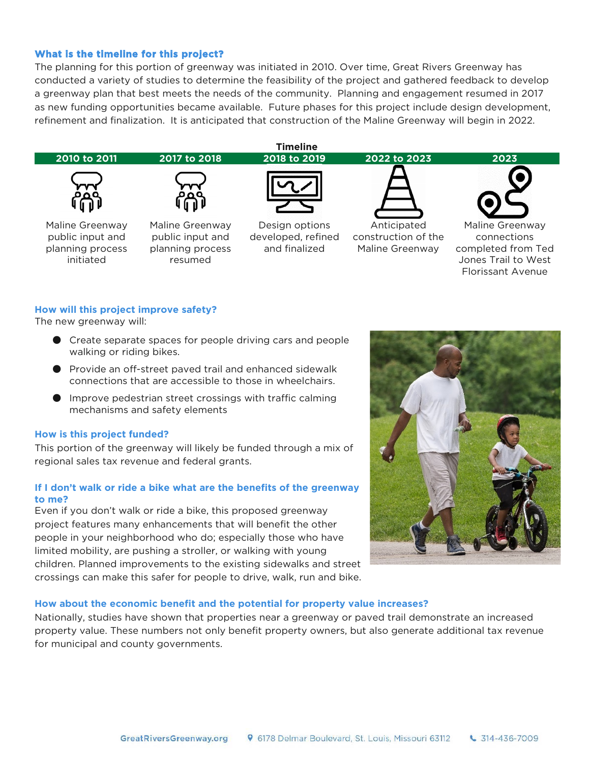### What is the timeline for this project?

The planning for this portion of greenway was initiated in 2010. Over time, Great Rivers Greenway has conducted a variety of studies to determine the feasibility of the project and gathered feedback to develop a greenway plan that best meets the needs of the community. Planning and engagement resumed in 2017 as new funding opportunities became available. Future phases for this project include design development, refinement and finalization. It is anticipated that construction of the Maline Greenway will begin in 2022.

**Timeline**

| 2010 to 2011 | 2017 to 2018 | 2018 to 2019 | 2022 to 2023 | 2023 |
|---|---|---|---|---|
| Maline Greenway public input and planning process initiated | Maline Greenway public input and planning process resumed | Design options developed, refined and finalized | Anticipated construction of the Maline Greenway | Maline Greenway connections completed from Ted Jones Trail to West Florissant Avenue |

### How will this project improve safety?

The new greenway will:

- Create separate spaces for people driving cars and people walking or riding bikes.
- Provide an off-street paved trail and enhanced sidewalk connections that are accessible to those in wheelchairs.
- Improve pedestrian street crossings with traffic calming mechanisms and safety elements

### How is this project funded?

This portion of the greenway will likely be funded through a mix of regional sales tax revenue and federal grants.

### If I don't walk or ride a bike what are the benefits of the greenway to me?

Even if you don't walk or ride a bike, this proposed greenway project features many enhancements that will benefit the other people in your neighborhood who do; especially those who have limited mobility, are pushing a stroller, or walking with young children. Planned improvements to the existing sidewalks and street crossings can make this safer for people to drive, walk, run and bike.

### How about the economic benefit and the potential for property value increases?

Nationally, studies have shown that properties near a greenway or paved trail demonstrate an increased property value. These numbers not only benefit property owners, but also generate additional tax revenue for municipal and county governments.

GreatRiversGreenway.org | 6178 Delmar Boulevard, St. Louis, Missouri 63112 | 314-436-7009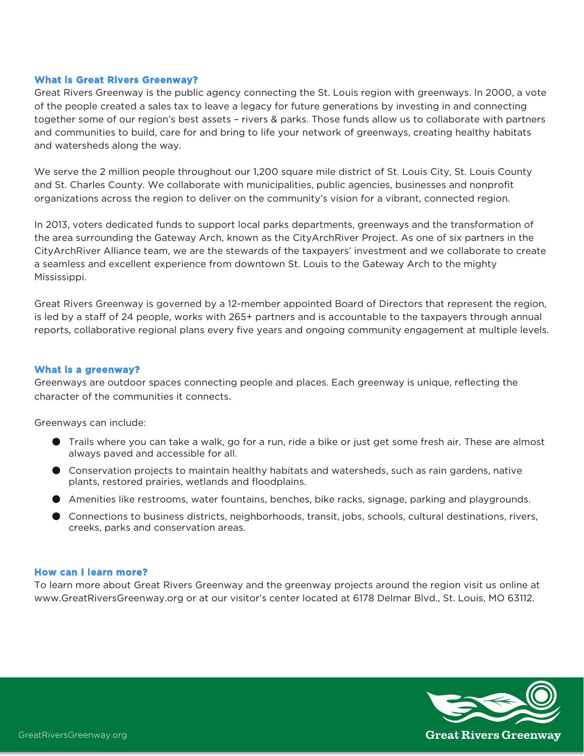### What is Great Rivers Greenway?

Great Rivers Greenway is the public agency connecting the St. Louis region with greenways. In 2000, a vote of the people created a sales tax to leave a legacy for future generations by investing in and connecting together some of our region's best assets – rivers & parks. Those funds allow us to collaborate with partners and communities to build, care for and bring to life your network of greenways, creating healthy habitats and watersheds along the way.

We serve the 2 million people throughout our 1,200 square mile district of St. Louis City, St. Louis County and St. Charles County. We collaborate with municipalities, public agencies, businesses and nonprofit organizations across the region to deliver on the community's vision for a vibrant, connected region.

In 2013, voters dedicated funds to support local parks departments, greenways and the transformation of the area surrounding the Gateway Arch, known as the CityArchRiver Project. As one of six partners in the CityArchRiver Alliance team, we are the stewards of the taxpayers' investment and we collaborate to create a seamless and excellent experience from downtown St. Louis to the Gateway Arch to the mighty Mississippi.

Great Rivers Greenway is governed by a 12-member appointed Board of Directors that represent the region, is led by a staff of 24 people, works with 265+ partners and is accountable to the taxpayers through annual reports, collaborative regional plans every five years and ongoing community engagement at multiple levels.

### What is a greenway?

Greenways are outdoor spaces connecting people and places. Each greenway is unique, reflecting the character of the communities it connects.

Greenways can include:

- Trails where you can take a walk, go for a run, ride a bike or just get some fresh air. These are almost always paved and accessible for all.
- Conservation projects to maintain healthy habitats and watersheds, such as rain gardens, native plants, restored prairies, wetlands and floodplains.
- Amenities like restrooms, water fountains, benches, bike racks, signage, parking and playgrounds.
- Connections to business districts, neighborhoods, transit, jobs, schools, cultural destinations, rivers, creeks, parks and conservation areas.

### How can I learn more?

To learn more about Great Rivers Greenway and the greenway projects around the region visit us online at www.GreatRiversGreenway.org or at our visitor's center located at 6178 Delmar Blvd., St. Louis, MO 63112.